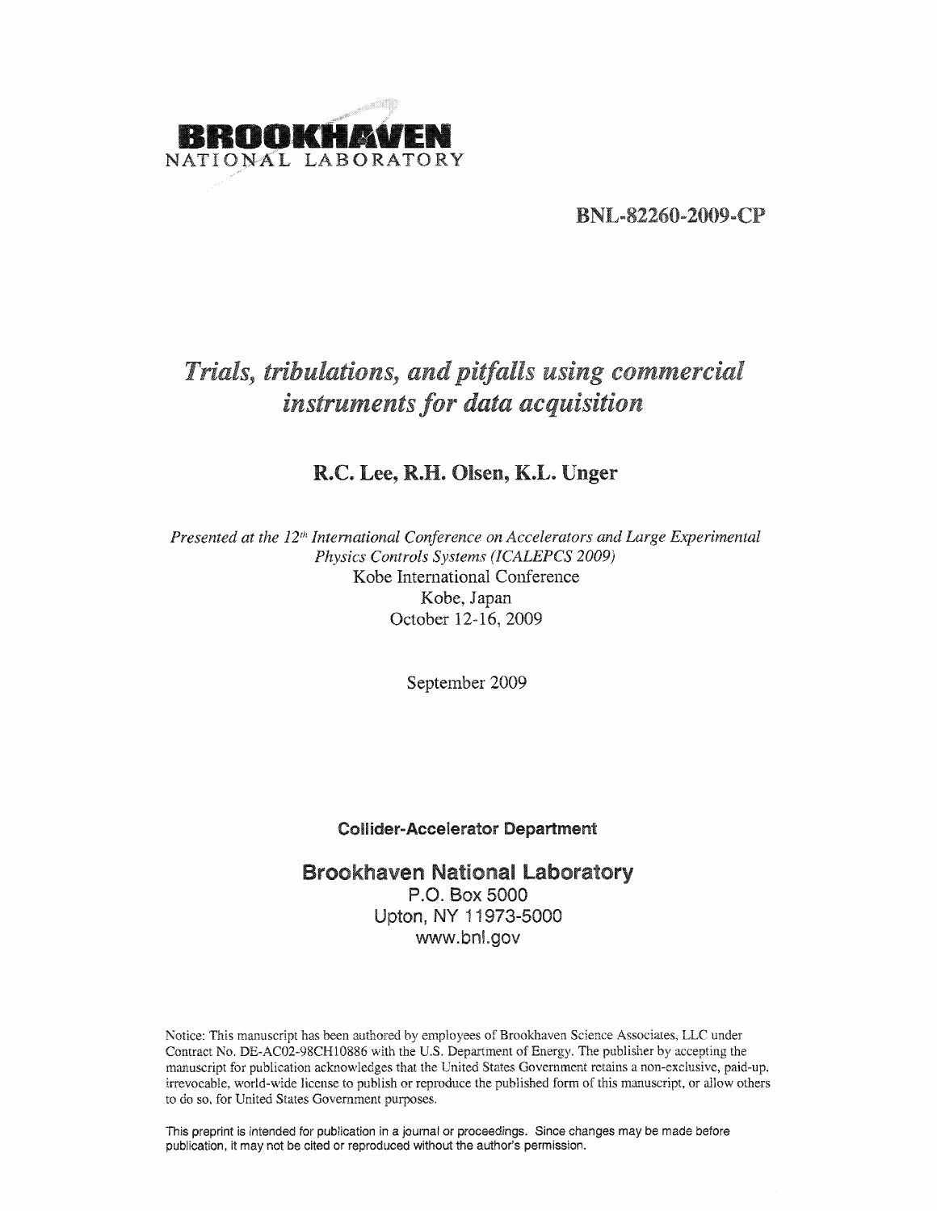BROOKHAVEN
NATIONAL LABORATORY

**BNL-82260-2009-CP**

# *Trials, tribulations, and pitfalls using commercial instruments for data acquisition*

## R.C. Lee, R.H. Olsen, K.L. Unger

*Presented at the 12th International Conference on Accelerators and Large Experimental Physics Controls Systems (ICALEPCS 2009)*
Kobe International Conference
Kobe, Japan
October 12-16, 2009

September 2009

**Collider-Accelerator Department**

**Brookhaven National Laboratory**
P.O. Box 5000
Upton, NY 11973-5000
www.bnl.gov

Notice: This manuscript has been authored by employees of Brookhaven Science Associates, LLC under Contract No. DE-AC02-98CH10886 with the U.S. Department of Energy. The publisher by accepting the manuscript for publication acknowledges that the United States Government retains a non-exclusive, paid-up, irrevocable, world-wide license to publish or reproduce the published form of this manuscript, or allow others to do so, for United States Government purposes.

This preprint is intended for publication in a journal or proceedings. Since changes may be made before publication, it may not be cited or reproduced without the author's permission.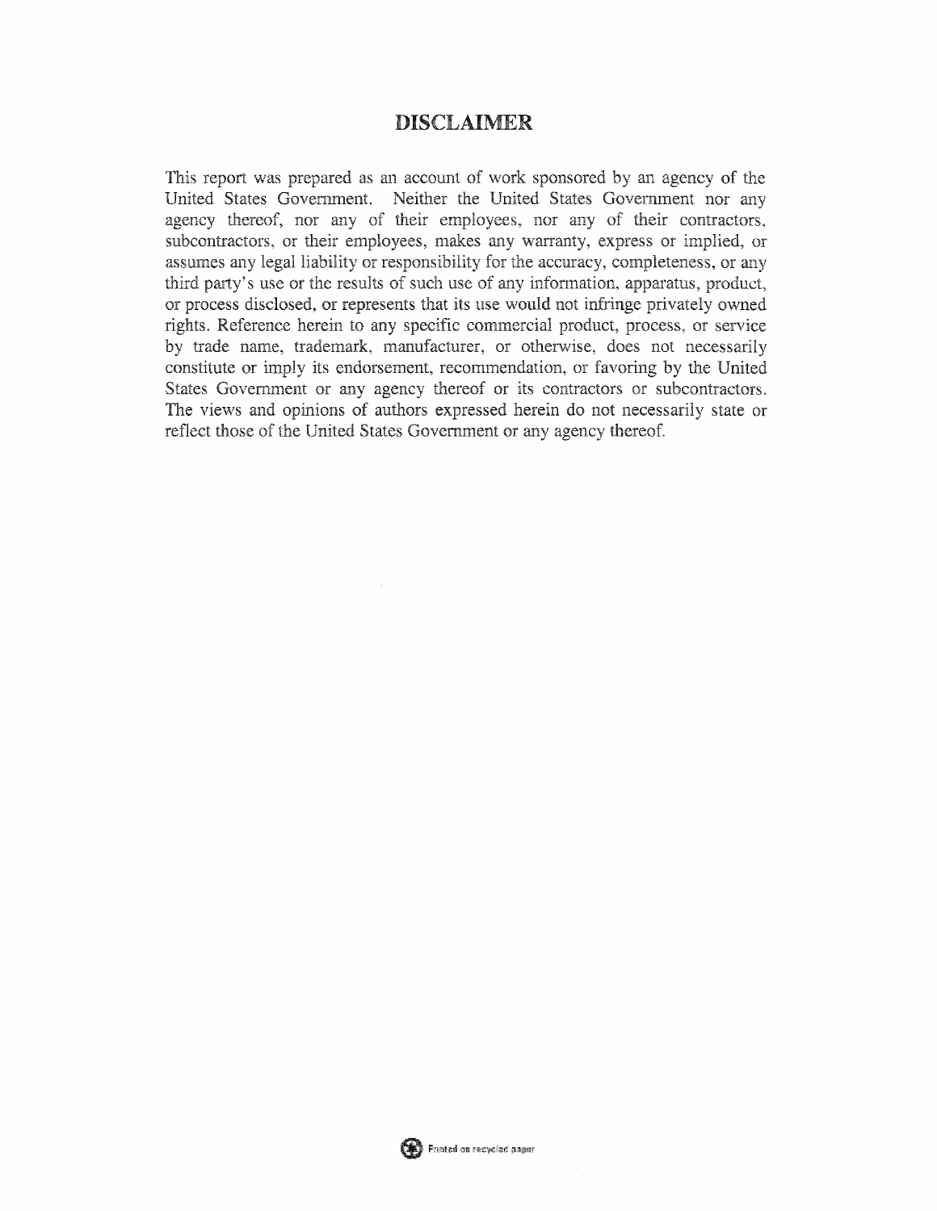# DISCLAIMER

This report was prepared as an account of work sponsored by an agency of the United States Government. Neither the United States Government nor any agency thereof, nor any of their employees, nor any of their contractors, subcontractors, or their employees, makes any warranty, express or implied, or assumes any legal liability or responsibility for the accuracy, completeness, or any third party's use or the results of such use of any information, apparatus, product, or process disclosed, or represents that its use would not infringe privately owned rights. Reference herein to any specific commercial product, process, or service by trade name, trademark, manufacturer, or otherwise, does not necessarily constitute or imply its endorsement, recommendation, or favoring by the United States Government or any agency thereof or its contractors or subcontractors. The views and opinions of authors expressed herein do not necessarily state or reflect those of the United States Government or any agency thereof.

Printed on recycled paper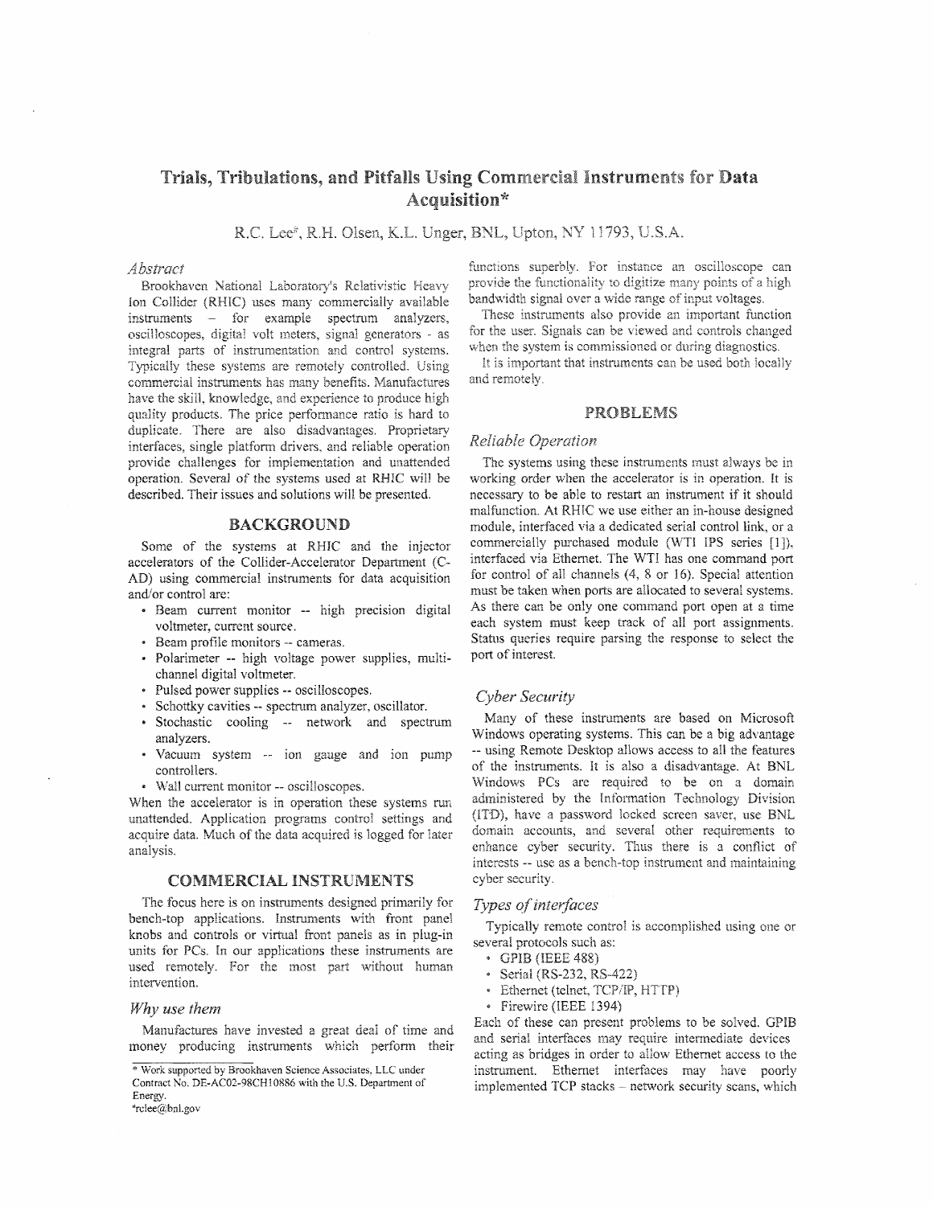# Trials, Tribulations, and Pitfalls Using Commercial Instruments for Data Acquisition*

R.C. Lee#, R.H. Olsen, K.L. Unger, BNL, Upton, NY 11793, U.S.A.

### *Abstract*

Brookhaven National Laboratory's Relativistic Heavy Ion Collider (RHIC) uses many commercially available instruments – for example spectrum analyzers, oscilloscopes, digital volt meters, signal generators - as integral parts of instrumentation and control systems. Typically these systems are remotely controlled. Using commercial instruments has many benefits. Manufactures have the skill, knowledge, and experience to produce high quality products. The price performance ratio is hard to duplicate. There are also disadvantages. Proprietary interfaces, single platform drivers, and reliable operation provide challenges for implementation and unattended operation. Several of the systems used at RHIC will be described. Their issues and solutions will be presented.

## BACKGROUND

Some of the systems at RHIC and the injector accelerators of the Collider-Accelerator Department (C-AD) using commercial instruments for data acquisition and/or control are:

- Beam current monitor -- high precision digital voltmeter, current source.
- Beam profile monitors -- cameras.
- Polarimeter -- high voltage power supplies, multi-channel digital voltmeter.
- Pulsed power supplies -- oscilloscopes.
- Schottky cavities -- spectrum analyzer, oscillator.
- Stochastic cooling -- network and spectrum analyzers.
- Vacuum system -- ion gauge and ion pump controllers.
- Wall current monitor -- oscilloscopes.

When the accelerator is in operation these systems run unattended. Application programs control settings and acquire data. Much of the data acquired is logged for later analysis.

## COMMERCIAL INSTRUMENTS

The focus here is on instruments designed primarily for bench-top applications. Instruments with front panel knobs and controls or virtual front panels as in plug-in units for PCs. In our applications these instruments are used remotely. For the most part without human intervention.

### *Why use them*

Manufactures have invested a great deal of time and money producing instruments which perform their functions superbly. For instance an oscilloscope can provide the functionality to digitize many points of a high bandwidth signal over a wide range of input voltages.

These instruments also provide an important function for the user. Signals can be viewed and controls changed when the system is commissioned or during diagnostics.

It is important that instruments can be used both locally and remotely.

## PROBLEMS

### *Reliable Operation*

The systems using these instruments must always be in working order when the accelerator is in operation. It is necessary to be able to restart an instrument if it should malfunction. At RHIC we use either an in-house designed module, interfaced via a dedicated serial control link, or a commercially purchased module (WTI IPS series [1]), interfaced via Ethernet. The WTI has one command port for control of all channels (4, 8 or 16). Special attention must be taken when ports are allocated to several systems. As there can be only one command port open at a time each system must keep track of all port assignments. Status queries require parsing the response to select the port of interest.

### *Cyber Security*

Many of these instruments are based on Microsoft Windows operating systems. This can be a big advantage -- using Remote Desktop allows access to all the features of the instruments. It is also a disadvantage. At BNL Windows PCs are required to be on a domain administered by the Information Technology Division (ITD), have a password locked screen saver, use BNL domain accounts, and several other requirements to enhance cyber security. Thus there is a conflict of interests -- use as a bench-top instrument and maintaining cyber security.

### *Types of interfaces*

Typically remote control is accomplished using one or several protocols such as:

- GPIB (IEEE 488)
- Serial (RS-232, RS-422)
- Ethernet (telnet, TCP/IP, HTTP)
- Firewire (IEEE 1394)

Each of these can present problems to be solved. GPIB and serial interfaces may require intermediate devices acting as bridges in order to allow Ethernet access to the instrument. Ethernet interfaces may have poorly implemented TCP stacks – network security scans, which

---

\* Work supported by Brookhaven Science Associates, LLC under Contract No. DE-AC02-98CH10886 with the U.S. Department of Energy.

#rclee@bnl.gov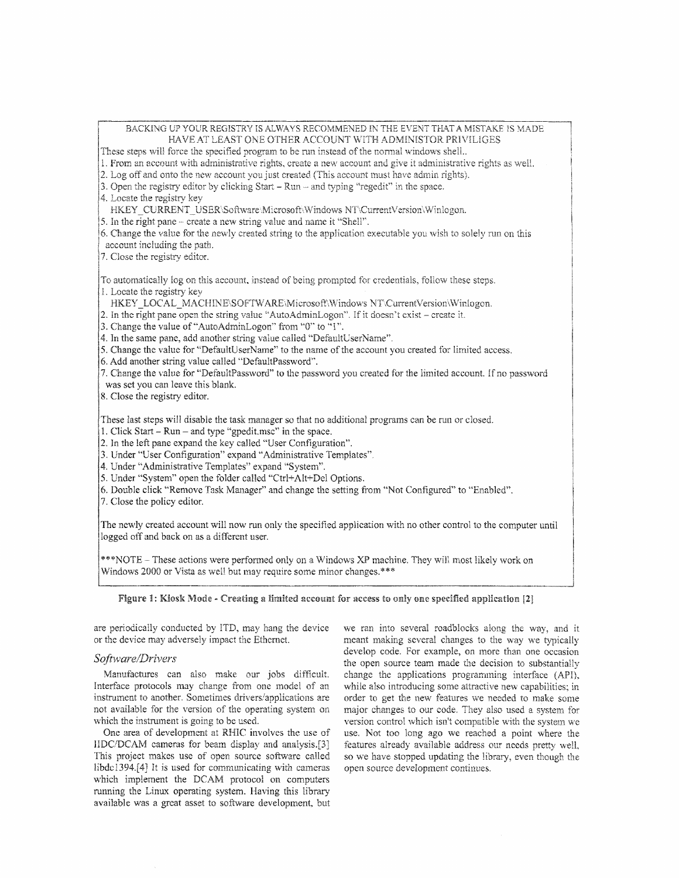BACKING UP YOUR REGISTRY IS ALWAYS RECOMMENNED IN THE EVENT THAT A MISTAKE IS MADE
HAVE AT LEAST ONE OTHER ACCOUNT WITH ADMINISTOR PRIVILIGES

These steps will force the specified program to be run instead of the normal windows shell..

1. From an account with administrative rights, create a new account and give it administrative rights as well.
2. Log off and onto the new account you just created (This account must have admin rights).
3. Open the registry editor by clicking Start – Run – and typing "regedit" in the space.
4. Locate the registry key
   HKEY_CURRENT_USER\Software\Microsoft\Windows NT\CurrentVersion\Winlogon.
5. In the right pane – create a new string value and name it "Shell".
6. Change the value for the newly created string to the application executable you wish to solely run on this account including the path.
7. Close the registry editor.

To automatically log on this account, instead of being prompted for credentials, follow these steps.

1. Locate the registry key
   HKEY_LOCAL_MACHINE\SOFTWARE\Microsoft\Windows NT\CurrentVersion\Winlogon.
2. In the right pane open the string value "AutoAdminLogon". If it doesn't exist – create it.
3. Change the value of "AutoAdminLogon" from "0" to "1".
4. In the same pane, add another string value called "DefaultUserName".
5. Change the value for "DefaultUserName" to the name of the account you created for limited access.
6. Add another string value called "DefaultPassword".
7. Change the value for "DefaultPassword" to the password you created for the limited account. If no password was set you can leave this blank.
8. Close the registry editor.

These last steps will disable the task manager so that no additional programs can be run or closed.

1. Click Start – Run – and type "gpedit.msc" in the space.
2. In the left pane expand the key called "User Configuration".
3. Under "User Configuration" expand "Administrative Templates".
4. Under "Administrative Templates" expand "System".
5. Under "System" open the folder called "Ctrl+Alt+Del Options.
6. Double click "Remove Task Manager" and change the setting from "Not Configured" to "Enabled".
7. Close the policy editor.

The newly created account will now run only the specified application with no other control to the computer until logged off and back on as a different user.

***NOTE – These actions were performed only on a Windows XP machine. They will most likely work on Windows 2000 or Vista as well but may require some minor changes.***

**Figure 1: Kiosk Mode - Creating a limited account for access to only one specified application [2]**

are periodically conducted by ITD, may hang the device or the device may adversely impact the Ethernet.

### *Software/Drivers*

Manufactures can also make our jobs difficult. Interface protocols may change from one model of an instrument to another. Sometimes drivers/applications are not available for the version of the operating system on which the instrument is going to be used.

One area of development at RHIC involves the use of IIDC/DCAM cameras for beam display and analysis.[3] This project makes use of open source software called libdc1394.[4] It is used for communicating with cameras which implement the DCAM protocol on computers running the Linux operating system. Having this library available was a great asset to software development, but we ran into several roadblocks along the way, and it meant making several changes to the way we typically develop code. For example, on more than one occasion the open source team made the decision to substantially change the applications programming interface (API), while also introducing some attractive new capabilities; in order to get the new features we needed to make some major changes to our code. They also used a system for version control which isn't compatible with the system we use. Not too long ago we reached a point where the features already available address our needs pretty well, so we have stopped updating the library, even though the open source development continues.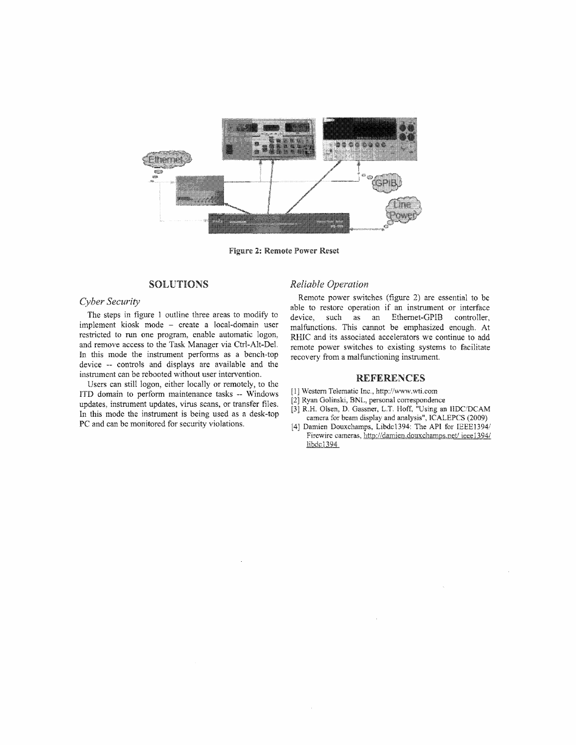Ethernet

GPIB

Line Power

**Figure 2: Remote Power Reset**

## SOLUTIONS

### *Cyber Security*

The steps in figure 1 outline three areas to modify to implement kiosk mode – create a local-domain user restricted to run one program, enable automatic logon, and remove access to the Task Manager via Ctrl-Alt-Del. In this mode the instrument performs as a bench-top device -- controls and displays are available and the instrument can be rebooted without user intervention.

Users can still logon, either locally or remotely, to the ITD domain to perform maintenance tasks -- Windows updates, instrument updates, virus scans, or transfer files. In this mode the instrument is being used as a desk-top PC and can be monitored for security violations.

### *Reliable Operation*

Remote power switches (figure 2) are essential to be able to restore operation if an instrument or interface device, such as an Ethernet-GPIB controller, malfunctions. This cannot be emphasized enough. At RHIC and its associated accelerators we continue to add remote power switches to existing systems to facilitate recovery from a malfunctioning instrument.

## REFERENCES

[1] Western Telematic Inc., http://www.wti.com

[2] Ryan Golinski, BNL, personal correspondence

[3] R.H. Olsen, D. Gassner, L.T. Hoff, "Using an IIDC/DCAM camera for beam display and analysis", ICALEPCS (2009)

[4] Damien Douxchamps, Libdc1394: The API for IEEE1394/ Firewire cameras, http://damien.douxchamps.net/ ieee1394/ libdc1394